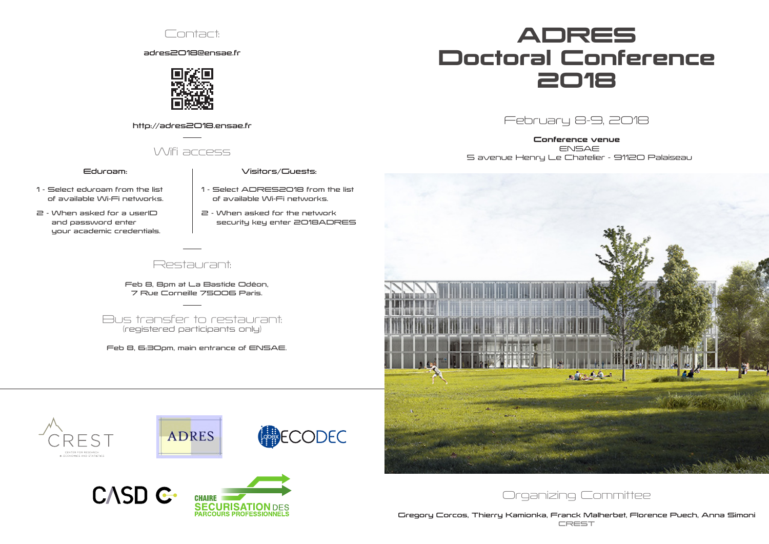# ADRES Doctoral Conference 2018

February 8-9, 2018

**Conference venue**
ENSAE
5 avenue Henry Le Chatelier - 91120 Palaiseau

## Organizing Committee

Gregory Corcos, Thierry Kamionka, Franck Malherbet, Florence Puech, Anna Simoni
CREST

## Contact:

adres2018@ensae.fr

http://adres2018.ensae.fr

## Wifi access

**Eduroam:**

1 - Select eduroam from the list of available Wi-Fi networks.

2 - When asked for a userID and password enter your academic credentials.

**Visitors/Guests:**

1 - Select ADRES2018 from the list of available Wi-Fi networks.

2 - When asked for the network security key enter 2018ADRES

## Restaurant:

Feb 8, 8pm at La Bastide Odéon,
7 Rue Corneille 75006 Paris.

## Bus transfer to restaurant:
(registered participants only)

Feb 8, 6:30pm, main entrance of ENSAE.

CREST – Center for Research in Economics and Statistics
ADRES
Labex ECODEC
CASD
Chaire Sécurisation des Parcours Professionnels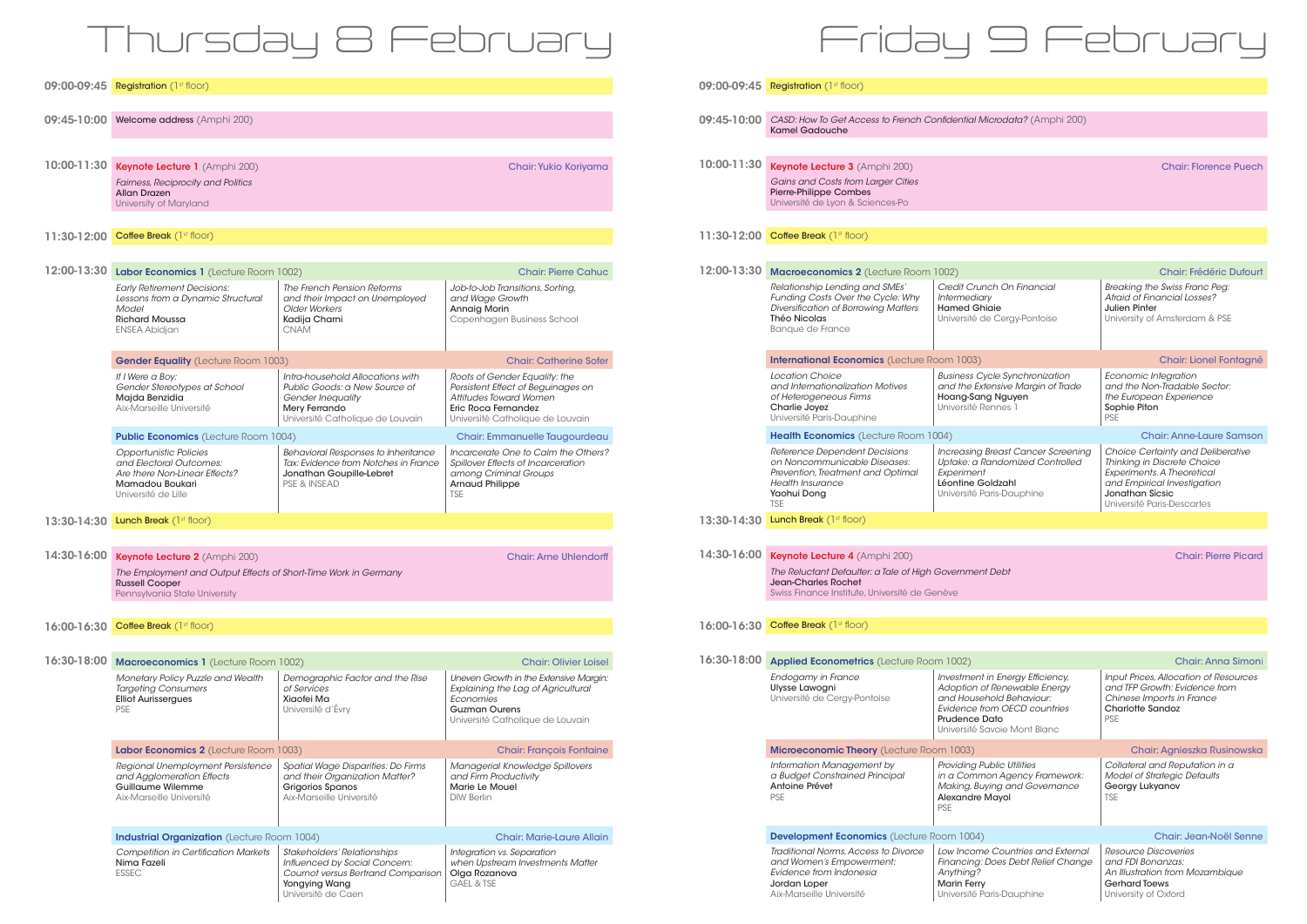# Thursday 8 February

**09:00-09:45** Registration (1st floor)

**09:45-10:00** Welcome address (Amphi 200)

**10:00-11:30** **Keynote Lecture 1** (Amphi 200) — Chair: Yukio Koriyama

*Fairness, Reciprocity and Politics*
Allan Drazen
University of Maryland

**11:30-12:00** Coffee Break (1st floor)

**12:00-13:30**

**Labor Economics 1** (Lecture Room 1002) — Chair: Pierre Cahuc

- *Early Retirement Decisions: Lessons from a Dynamic Structural Model* — Richard Moussa, ENSEA Abidjan
- *The French Pension Reforms and their Impact on Unemployed Older Workers* — Kadija Charni, CNAM
- *Job-to-Job Transitions, Sorting, and Wage Growth* — Annaig Morin, Copenhagen Business School

**Gender Equality** (Lecture Room 1003) — Chair: Catherine Sofer

- *If I Were a Boy: Gender Stereotypes at School* — Majda Benzidia, Aix-Marseille Université
- *Intra-household Allocations with Public Goods: a New Source of Gender Inequality* — Mery Ferrando, Université Catholique de Louvain
- *Roots of Gender Equality: the Persistent Effect of Beguinages on Attitudes Toward Women* — Eric Roca Fernandez, Université Catholique de Louvain

**Public Economics** (Lecture Room 1004) — Chair: Emmanuelle Taugourdeau

- *Opportunistic Policies and Electoral Outcomes: Are there Non-Linear Effects?* — Mamadou Boukari, Université de Lille
- *Behavioral Responses to Inheritance Tax: Evidence from Notches in France* — Jonathan Goupille-Lebret, PSE & INSEAD
- *Incarcerate One to Calm the Others? Spillover Effects of Incarceration among Criminal Groups* — Arnaud Philippe, TSE

**13:30-14:30** Lunch Break (1st floor)

**14:30-16:00** **Keynote Lecture 2** (Amphi 200) — Chair: Arne Uhlendorff

*The Employment and Output Effects of Short-Time Work in Germany*
Russell Cooper
Pennsylvania State University

**16:00-16:30** Coffee Break (1st floor)

**16:30-18:00**

**Macroeconomics 1** (Lecture Room 1002) — Chair: Olivier Loisel

- *Monetary Policy Puzzle and Wealth Targeting Consumers* — Elliot Aurissergues, PSE
- *Demographic Factor and the Rise of Services* — Xiaofei Ma, Université d'Évry
- *Uneven Growth in the Extensive Margin: Explaining the Lag of Agricultural Economies* — Guzman Ourens, Université Catholique de Louvain

**Labor Economics 2** (Lecture Room 1003) — Chair: François Fontaine

- *Regional Unemployment Persistence and Agglomeration Effects* — Guillaume Wilemme, Aix-Marseille Université
- *Spatial Wage Disparities: Do Firms and their Organization Matter?* — Grigorios Spanos, Aix-Marseille Université
- *Managerial Knowledge Spillovers and Firm Productivity* — Marie Le Mouel, DIW Berlin

**Industrial Organization** (Lecture Room 1004) — Chair: Marie-Laure Allain

- *Competition in Certification Markets* — Nima Fazeli, ESSEC
- *Stakeholders' Relationships Influenced by Social Concern: Cournot versus Bertrand Comparison* — Yongying Wang, Université de Caen
- *Integration vs. Separation when Upstream Investments Matter* — Olga Rozanova, GAEL & TSE

# Friday 9 February

**09:00-09:45** Registration (1st floor)

**09:45-10:00** *CASD: How To Get Access to French Confidential Microdata?* (Amphi 200)
Kamel Gadouche

**10:00-11:30** **Keynote Lecture 3** (Amphi 200) — Chair: Florence Puech

*Gains and Costs from Larger Cities*
Pierre-Philippe Combes
Université de Lyon & Sciences-Po

**11:30-12:00** Coffee Break (1st floor)

**12:00-13:30**

**Macroeconomics 2** (Lecture Room 1002) — Chair: Frédéric Dufourt

- *Relationship Lending and SMEs' Funding Costs Over the Cycle: Why Diversification of Borrowing Matters* — Théo Nicolas, Banque de France
- *Credit Crunch On Financial Intermediary* — Hamed Ghiaie, Université de Cergy-Pontoise
- *Breaking the Swiss Franc Peg: Afraid of Financial Losses?* — Julien Pinter, University of Amsterdam & PSE

**International Economics** (Lecture Room 1003) — Chair: Lionel Fontagné

- *Location Choice and Internationalization Motives of Heterogeneous Firms* — Charlie Joyez, Université Paris-Dauphine
- *Business Cycle Synchronization and the Extensive Margin of Trade* — Hoang-Sang Nguyen, Université Rennes 1
- *Economic Integration and the Non-Tradable Sector: the European Experience* — Sophie Piton, PSE

**Health Economics** (Lecture Room 1004) — Chair: Anne-Laure Samson

- *Reference Dependent Decisions on Noncommunicable Diseases: Prevention, Treatment and Optimal Health Insurance* — Yaohui Dong, TSE
- *Increasing Breast Cancer Screening Uptake: a Randomized Controlled Experiment* — Léontine Goldzahl, Université Paris-Dauphine
- *Choice Certainty and Deliberative Thinking in Discrete Choice Experiments. A Theoretical and Empirical Investigation* — Jonathan Sicsic, Université Paris-Descartes

**13:30-14:30** Lunch Break (1st floor)

**14:30-16:00** **Keynote Lecture 4** (Amphi 200) — Chair: Pierre Picard

*The Reluctant Defaulter: a Tale of High Government Debt*
Jean-Charles Rochet
Swiss Finance Institute, Université de Genève

**16:00-16:30** Coffee Break (1st floor)

**16:30-18:00**

**Applied Econometrics** (Lecture Room 1002) — Chair: Anna Simoni

- *Endogamy in France* — Ulysse Lawogni, Université de Cergy-Pontoise
- *Investment in Energy Efficiency, Adoption of Renewable Energy and Household Behaviour: Evidence from OECD countries* — Prudence Dato, Université Savoie Mont Blanc
- *Input Prices, Allocation of Resources and TFP Growth: Evidence from Chinese Imports in France* — Charlotte Sandoz, PSE

**Microeconomic Theory** (Lecture Room 1003) — Chair: Agnieszka Rusinowska

- *Information Management by a Budget Constrained Principal* — Antoine Prévet, PSE
- *Providing Public Utilities in a Common Agency Framework: Making, Buying and Governance* — Alexandre Mayol, PSE
- *Collateral and Reputation in a Model of Strategic Defaults* — Georgy Lukyanov, TSE

**Development Economics** (Lecture Room 1004) — Chair: Jean-Noël Senne

- *Traditional Norms, Access to Divorce and Women's Empowerment: Evidence from Indonesia* — Jordan Loper, Aix-Marseille Université
- *Low Income Countries and External Financing: Does Debt Relief Change Anything?* — Marin Ferry, Université Paris-Dauphine
- *Resource Discoveries and FDI Bonanzas: An Illustration from Mozambique* — Gerhard Toews, University of Oxford